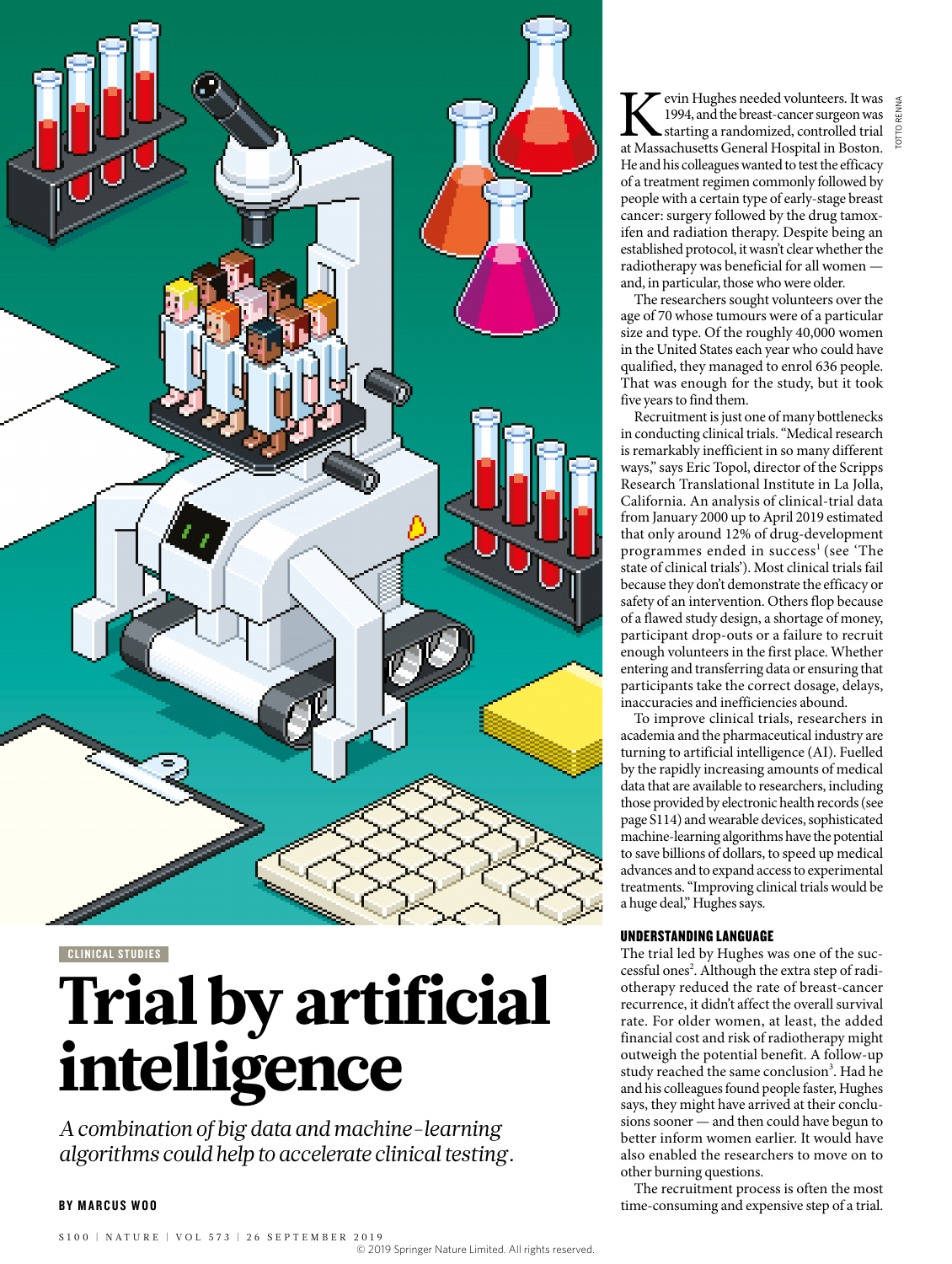CLINICAL STUDIES

# Trial by artificial intelligence

*A combination of big data and machine-learning algorithms could help to accelerate clinical testing.*

**BY MARCUS WOO**

Kevin Hughes needed volunteers. It was 1994, and the breast-cancer surgeon was starting a randomized, controlled trial at Massachusetts General Hospital in Boston. He and his colleagues wanted to test the efficacy of a treatment regimen commonly followed by people with a certain type of early-stage breast cancer: surgery followed by the drug tamoxifen and radiation therapy. Despite being an established protocol, it wasn't clear whether the radiotherapy was beneficial for all women — and, in particular, those who were older.

The researchers sought volunteers over the age of 70 whose tumours were of a particular size and type. Of the roughly 40,000 women in the United States each year who could have qualified, they managed to enrol 636 people. That was enough for the study, but it took five years to find them.

Recruitment is just one of many bottlenecks in conducting clinical trials. "Medical research is remarkably inefficient in so many different ways," says Eric Topol, director of the Scripps Research Translational Institute in La Jolla, California. An analysis of clinical-trial data from January 2000 up to April 2019 estimated that only around 12% of drug-development programmes ended in success[1] (see 'The state of clinical trials'). Most clinical trials fail because they don't demonstrate the efficacy or safety of an intervention. Others flop because of a flawed study design, a shortage of money, participant drop-outs or a failure to recruit enough volunteers in the first place. Whether entering and transferring data or ensuring that participants take the correct dosage, delays, inaccuracies and inefficiencies abound.

To improve clinical trials, researchers in academia and the pharmaceutical industry are turning to artificial intelligence (AI). Fuelled by the rapidly increasing amounts of medical data that are available to researchers, including those provided by electronic health records (see page S114) and wearable devices, sophisticated machine-learning algorithms have the potential to save billions of dollars, to speed up medical advances and to expand access to experimental treatments. "Improving clinical trials would be a huge deal," Hughes says.

### UNDERSTANDING LANGUAGE

The trial led by Hughes was one of the successful ones[2]. Although the extra step of radiotherapy reduced the rate of breast-cancer recurrence, it didn't affect the overall survival rate. For older women, at least, the added financial cost and risk of radiotherapy might outweigh the potential benefit. A follow-up study reached the same conclusion[3]. Had he and his colleagues found people faster, Hughes says, they might have arrived at their conclusions sooner — and then could have begun to better inform women earlier. It would have also enabled the researchers to move on to other burning questions.

The recruitment process is often the most time-consuming and expensive step of a trial.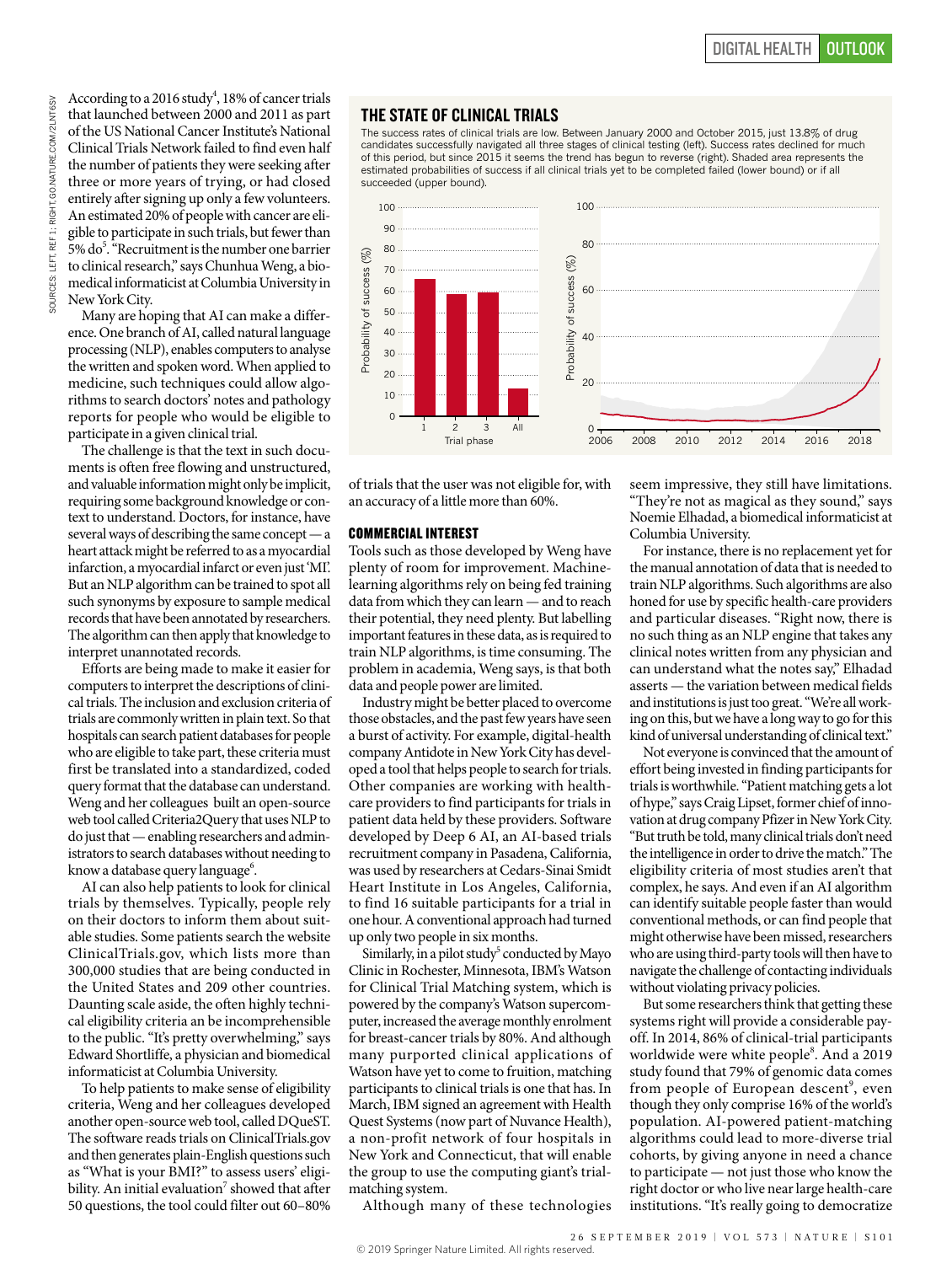According to a 2016 study[4], 18% of cancer trials that launched between 2000 and 2011 as part of the US National Cancer Institute's National Clinical Trials Network failed to find even half the number of patients they were seeking after three or more years of trying, or had closed entirely after signing up only a few volunteers. An estimated 20% of people with cancer are eligible to participate in such trials, but fewer than 5% do[5]. "Recruitment is the number one barrier to clinical research," says Chunhua Weng, a biomedical informaticist at Columbia University in New York City.

Many are hoping that AI can make a difference. One branch of AI, called natural language processing (NLP), enables computers to analyse the written and spoken word. When applied to medicine, such techniques could allow algorithms to search doctors' notes and pathology reports for people who would be eligible to participate in a given clinical trial.

The challenge is that the text in such documents is often free flowing and unstructured, and valuable information might only be implicit, requiring some background knowledge or context to understand. Doctors, for instance, have several ways of describing the same concept — a heart attack might be referred to as a myocardial infarction, a myocardial infarct or even just 'MI'. But an NLP algorithm can be trained to spot all such synonyms by exposure to sample medical records that have been annotated by researchers. The algorithm can then apply that knowledge to interpret unannotated records.

Efforts are being made to make it easier for computers to interpret the descriptions of clinical trials. The inclusion and exclusion criteria of trials are commonly written in plain text. So that hospitals can search patient databases for people who are eligible to take part, these criteria must first be translated into a standardized, coded query format that the database can understand. Weng and her colleagues built an open-source web tool called Criteria2Query that uses NLP to do just that — enabling researchers and administrators to search databases without needing to know a database query language[6].

AI can also help patients to look for clinical trials by themselves. Typically, people rely on their doctors to inform them about suitable studies. Some patients search the website ClinicalTrials.gov, which lists more than 300,000 studies that are being conducted in the United States and 209 other countries. Daunting scale aside, the often highly technical eligibility criteria an be incomprehensible to the public. "It's pretty overwhelming," says Edward Shortliffe, a physician and biomedical informaticist at Columbia University.

To help patients to make sense of eligibility criteria, Weng and her colleagues developed another open-source web tool, called DQueST. The software reads trials on ClinicalTrials.gov and then generates plain-English questions such as "What is your BMI?" to assess users' eligibility. An initial evaluation[7] showed that after 50 questions, the tool could filter out 60–80% of trials that the user was not eligible for, with an accuracy of a little more than 60%.

**THE STATE OF CLINICAL TRIALS**

The success rates of clinical trials are low. Between January 2000 and October 2015, just 13.8% of drug candidates successfully navigated all three stages of clinical testing (left). Success rates declined for much of this period, but since 2015 it seems the trend has begun to reverse (right). Shaded area represents the estimated probabilities of success if all clinical trials yet to be completed failed (lower bound) or if all succeeded (upper bound).

SOURCES: LEFT, REF 1; RIGHT, GO.NATURE.COM/2LNT6SV

### COMMERCIAL INTEREST

Tools such as those developed by Weng have plenty of room for improvement. Machine-learning algorithms rely on being fed training data from which they can learn — and to reach their potential, they need plenty. But labelling important features in these data, as is required to train NLP algorithms, is time consuming. The problem in academia, Weng says, is that both data and people power are limited.

Industry might be better placed to overcome those obstacles, and the past few years have seen a burst of activity. For example, digital-health company Antidote in New York City has developed a tool that helps people to search for trials. Other companies are working with health-care providers to find participants for trials in patient data held by these providers. Software developed by Deep 6 AI, an AI-based trials recruitment company in Pasadena, California, was used by researchers at Cedars-Sinai Smidt Heart Institute in Los Angeles, California, to find 16 suitable participants for a trial in one hour. A conventional approach had turned up only two people in six months.

Similarly, in a pilot study[5] conducted by Mayo Clinic in Rochester, Minnesota, IBM's Watson for Clinical Trial Matching system, which is powered by the company's Watson supercomputer, increased the average monthly enrolment for breast-cancer trials by 80%. And although many purported clinical applications of Watson have yet to come to fruition, matching participants to clinical trials is one that has. In March, IBM signed an agreement with Health Quest Systems (now part of Nuvance Health), a non-profit network of four hospitals in New York and Connecticut, that will enable the group to use the computing giant's trial-matching system.

Although many of these technologies seem impressive, they still have limitations. "They're not as magical as they sound," says Noemie Elhadad, a biomedical informaticist at Columbia University.

For instance, there is no replacement yet for the manual annotation of data that is needed to train NLP algorithms. Such algorithms are also honed for use by specific health-care providers and particular diseases. "Right now, there is no such thing as an NLP engine that takes any clinical notes written from any physician and can understand what the notes say," Elhadad asserts — the variation between medical fields and institutions is just too great. "We're all working on this, but we have a long way to go for this kind of universal understanding of clinical text."

Not everyone is convinced that the amount of effort being invested in finding participants for trials is worthwhile. "Patient matching gets a lot of hype," says Craig Lipset, former chief of innovation at drug company Pfizer in New York City. "But truth be told, many clinical trials don't need the intelligence in order to drive the match." The eligibility criteria of most studies aren't that complex, he says. And even if an AI algorithm can identify suitable people faster than would conventional methods, or can find people that might otherwise have been missed, researchers who are using third-party tools will then have to navigate the challenge of contacting individuals without violating privacy policies.

But some researchers think that getting these systems right will provide a considerable payoff. In 2014, 86% of clinical-trial participants worldwide were white people[8]. And a 2019 study found that 79% of genomic data comes from people of European descent[9], even though they only comprise 16% of the world's population. AI-powered patient-matching algorithms could lead to more-diverse trial cohorts, by giving anyone in need a chance to participate — not just those who know the right doctor or who live near large health-care institutions. "It's really going to democratize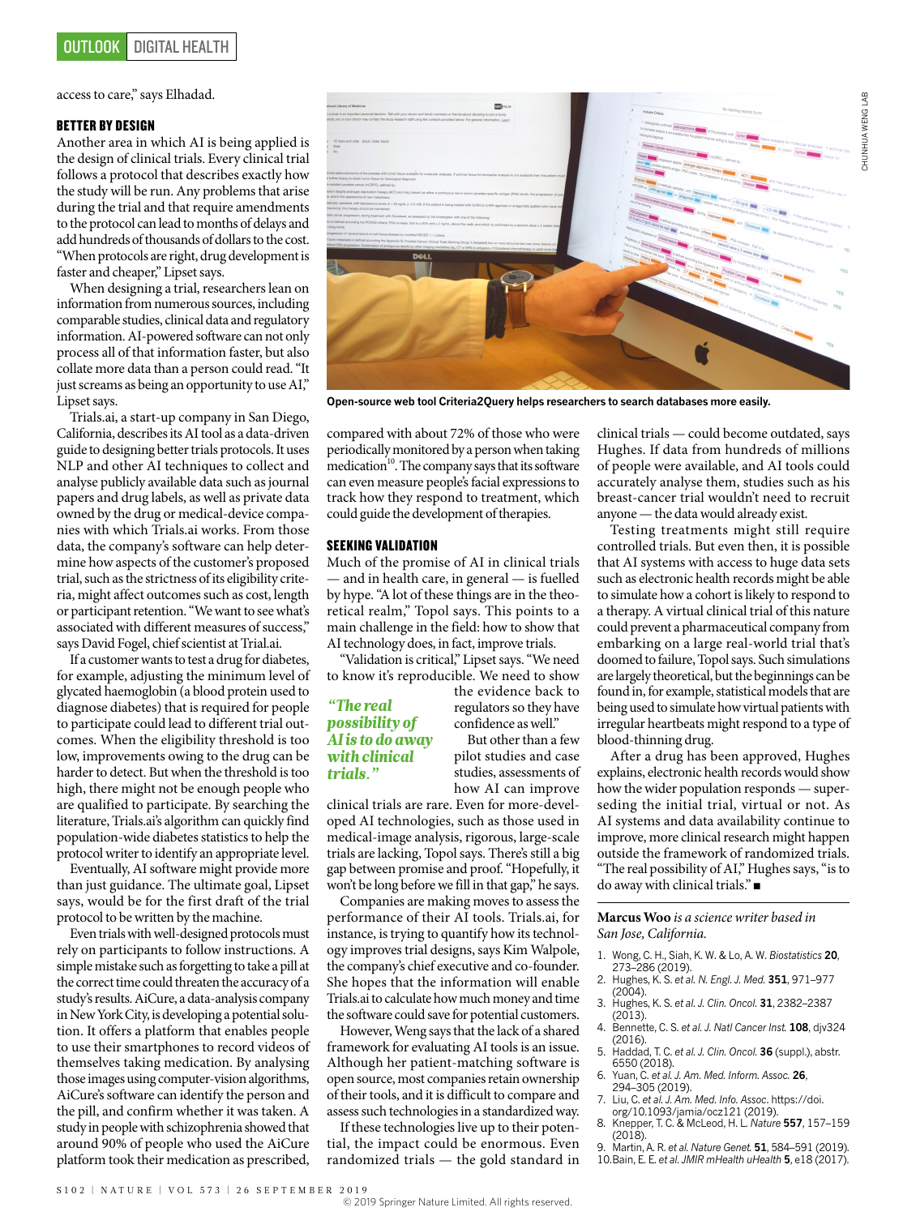access to care," says Elhadad.

### BETTER BY DESIGN

Another area in which AI is being applied is the design of clinical trials. Every clinical trial follows a protocol that describes exactly how the study will be run. Any problems that arise during the trial and that require amendments to the protocol can lead to months of delays and add hundreds of thousands of dollars to the cost. "When protocols are right, drug development is faster and cheaper," Lipset says.

When designing a trial, researchers lean on information from numerous sources, including comparable studies, clinical data and regulatory information. AI-powered software can not only process all of that information faster, but also collate more data than a person could read. "It just screams as being an opportunity to use AI," Lipset says.

Trials.ai, a start-up company in San Diego, California, describes its AI tool as a data-driven guide to designing better trials protocols. It uses NLP and other AI techniques to collect and analyse publicly available data such as journal papers and drug labels, as well as private data owned by the drug or medical-device companies with which Trials.ai works. From those data, the company's software can help determine how aspects of the customer's proposed trial, such as the strictness of its eligibility criteria, might affect outcomes such as cost, length or participant retention. "We want to see what's associated with different measures of success," says David Fogel, chief scientist at Trial.ai.

If a customer wants to test a drug for diabetes, for example, adjusting the minimum level of glycated haemoglobin (a blood protein used to diagnose diabetes) that is required for people to participate could lead to different trial outcomes. When the eligibility threshold is too low, improvements owing to the drug can be harder to detect. But when the threshold is too high, there might not be enough people who are qualified to participate. By searching the literature, Trials.ai's algorithm can quickly find population-wide diabetes statistics to help the protocol writer to identify an appropriate level.

Eventually, AI software might provide more than just guidance. The ultimate goal, Lipset says, would be for the first draft of the trial protocol to be written by the machine.

Even trials with well-designed protocols must rely on participants to follow instructions. A simple mistake such as forgetting to take a pill at the correct time could threaten the accuracy of a study's results. AiCure, a data-analysis company in New York City, is developing a potential solution. It offers a platform that enables people to use their smartphones to record videos of themselves taking medication. By analysing those images using computer-vision algorithms, AiCure's software can identify the person and the pill, and confirm whether it was taken. A study in people with schizophrenia showed that around 90% of people who used the AiCure platform took their medication as prescribed, compared with about 72% of those who were periodically monitored by a person when taking medication[10]. The company says that its software can even measure people's facial expressions to track how they respond to treatment, which could guide the development of therapies.

Open-source web tool Criteria2Query helps researchers to search databases more easily.

### SEEKING VALIDATION

Much of the promise of AI in clinical trials — and in health care, in general — is fuelled by hype. "A lot of these things are in the theoretical realm," Topol says. This points to a main challenge in the field: how to show that AI technology does, in fact, improve trials.

"Validation is critical," Lipset says. "We need to know it's reproducible. We need to show the evidence back to regulators so they have confidence as well."

> *"The real possibility of AI is to do away with clinical trials."*

But other than a few pilot studies and case studies, assessments of how AI can improve clinical trials are rare. Even for more-developed AI technologies, such as those used in medical-image analysis, rigorous, large-scale trials are lacking, Topol says. There's still a big gap between promise and proof. "Hopefully, it won't be long before we fill in that gap," he says.

Companies are making moves to assess the performance of their AI tools. Trials.ai, for instance, is trying to quantify how its technology improves trial designs, says Kim Walpole, the company's chief executive and co-founder. She hopes that the information will enable Trials.ai to calculate how much money and time the software could save for potential customers.

However, Weng says that the lack of a shared framework for evaluating AI tools is an issue. Although her patient-matching software is open source, most companies retain ownership of their tools, and it is difficult to compare and assess such technologies in a standardized way.

If these technologies live up to their potential, the impact could be enormous. Even randomized trials — the gold standard in clinical trials — could become outdated, says Hughes. If data from hundreds of millions of people were available, and AI tools could accurately analyse them, studies such as his breast-cancer trial wouldn't need to recruit anyone — the data would already exist.

Testing treatments might still require controlled trials. But even then, it is possible that AI systems with access to huge data sets such as electronic health records might be able to simulate how a cohort is likely to respond to a therapy. A virtual clinical trial of this nature could prevent a pharmaceutical company from embarking on a large real-world trial that's doomed to failure, Topol says. Such simulations are largely theoretical, but the beginnings can be found in, for example, statistical models that are being used to simulate how virtual patients with irregular heartbeats might respond to a type of blood-thinning drug.

After a drug has been approved, Hughes explains, electronic health records would show how the wider population responds — superseding the initial trial, virtual or not. As AI systems and data availability continue to improve, more clinical research might happen outside the framework of randomized trials. "The real possibility of AI," Hughes says, "is to do away with clinical trials." ■

**Marcus Woo** *is a science writer based in San Jose, California.*

1. Wong, C. H., Siah, K. W. & Lo, A. W. *Biostatistics* **20**, 273–286 (2019).
2. Hughes, K. S. *et al. N. Engl. J. Med.* **351**, 971–977 (2004).
3. Hughes, K. S. *et al. J. Clin. Oncol.* **31**, 2382–2387 (2013).
4. Bennette, C. S. *et al. J. Natl Cancer Inst.* **108**, djv324 (2016).
5. Haddad, T. C. *et al. J. Clin. Oncol.* **36** (suppl.), abstr. 6550 (2018).
6. Yuan, C. *et al. J. Am. Med. Inform. Assoc.* **26**, 294–305 (2019).
7. Liu, C. *et al. J. Am. Med. Info. Assoc.* https://doi.org/10.1093/jamia/ocz121 (2019).
8. Knepper, T. C. & McLeod, H. L. *Nature* **557**, 157–159 (2018).
9. Martin, A. R. *et al. Nature Genet.* **51**, 584–591 (2019).
10. Bain, E. E. *et al. JMIR mHealth uHealth* **5**, e18 (2017).